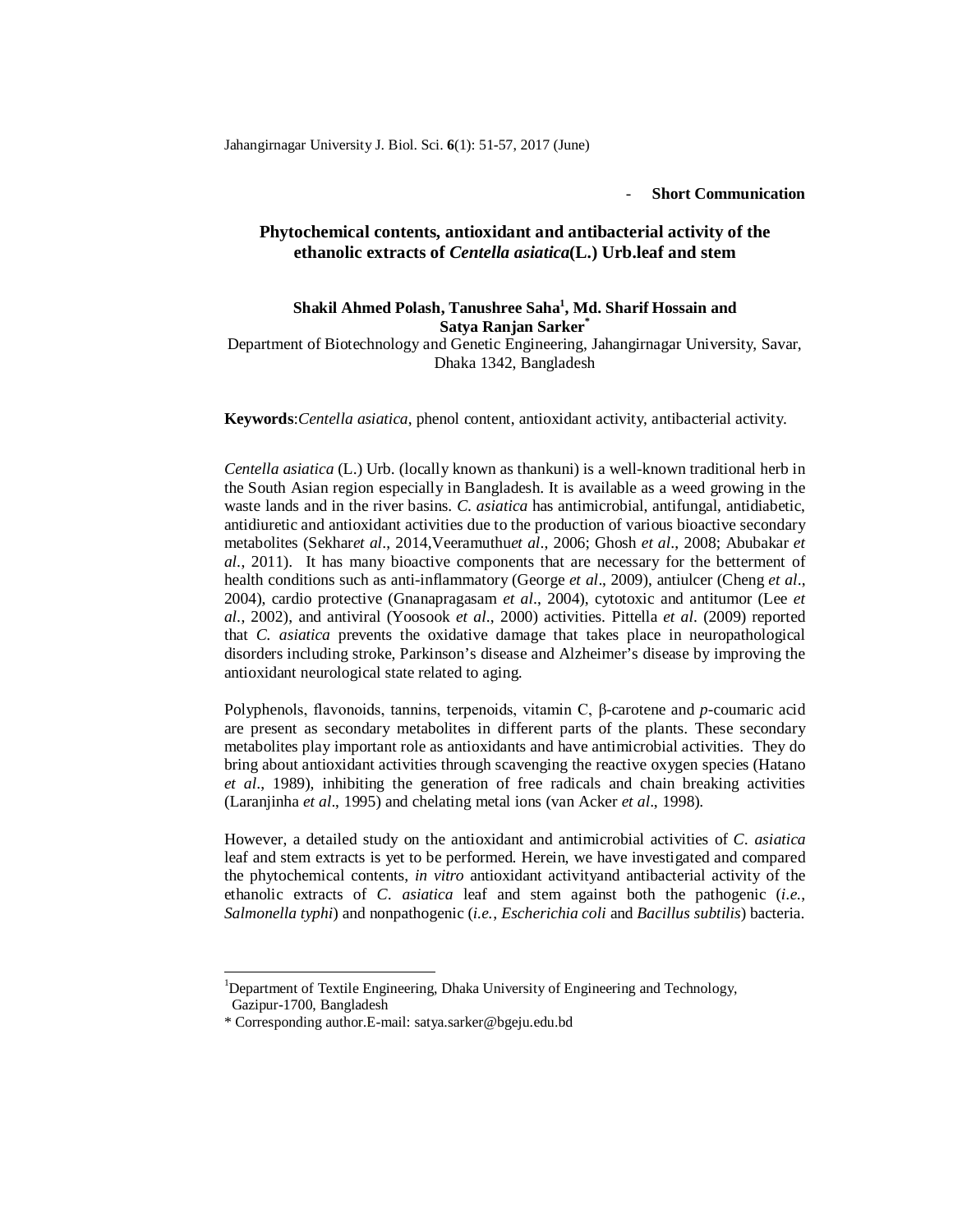- **Short Communication**

# Phytochemical contents, antioxidant and antibacterial activity of the ethanolic extracts of *Centella asiatica*(L.) Urb.leaf and stem

**Shakil Ahmed Polash, Tanushree Saha[1], Md. Sharif Hossain and Satya Ranjan Sarker[*]**

Department of Biotechnology and Genetic Engineering, Jahangirnagar University, Savar, Dhaka 1342, Bangladesh

**Keywords**:*Centella asiatica*, phenol content, antioxidant activity, antibacterial activity.

*Centella asiatica* (L.) Urb. (locally known as thankuni) is a well-known traditional herb in the South Asian region especially in Bangladesh. It is available as a weed growing in the waste lands and in the river basins. *C. asiatica* has antimicrobial, antifungal, antidiabetic, antidiuretic and antioxidant activities due to the production of various bioactive secondary metabolites (Sekhar*et al*., 2014,Veeramuthu*et al*., 2006; Ghosh *et al*., 2008; Abubakar *et al*., 2011). It has many bioactive components that are necessary for the betterment of health conditions such as anti-inflammatory (George *et al*., 2009), antiulcer (Cheng *et al*., 2004), cardio protective (Gnanapragasam *et al*., 2004), cytotoxic and antitumor (Lee *et al*., 2002), and antiviral (Yoosook *et al*., 2000) activities. Pittella *et al*. (2009) reported that *C. asiatica* prevents the oxidative damage that takes place in neuropathological disorders including stroke, Parkinson's disease and Alzheimer's disease by improving the antioxidant neurological state related to aging.

Polyphenols, flavonoids, tannins, terpenoids, vitamin C, β-carotene and *p*-coumaric acid are present as secondary metabolites in different parts of the plants. These secondary metabolites play important role as antioxidants and have antimicrobial activities. They do bring about antioxidant activities through scavenging the reactive oxygen species (Hatano *et al*., 1989), inhibiting the generation of free radicals and chain breaking activities (Laranjinha *et al*., 1995) and chelating metal ions (van Acker *et al*., 1998).

However, a detailed study on the antioxidant and antimicrobial activities of *C. asiatica* leaf and stem extracts is yet to be performed. Herein, we have investigated and compared the phytochemical contents, *in vitro* antioxidant activityand antibacterial activity of the ethanolic extracts of *C. asiatica* leaf and stem against both the pathogenic (*i.e.*, *Salmonella typhi*) and nonpathogenic (*i.e.*, *Escherichia coli* and *Bacillus subtilis*) bacteria.

---

[1]Department of Textile Engineering, Dhaka University of Engineering and Technology, Gazipur-1700, Bangladesh

[*] Corresponding author.E-mail: satya.sarker@bgeju.edu.bd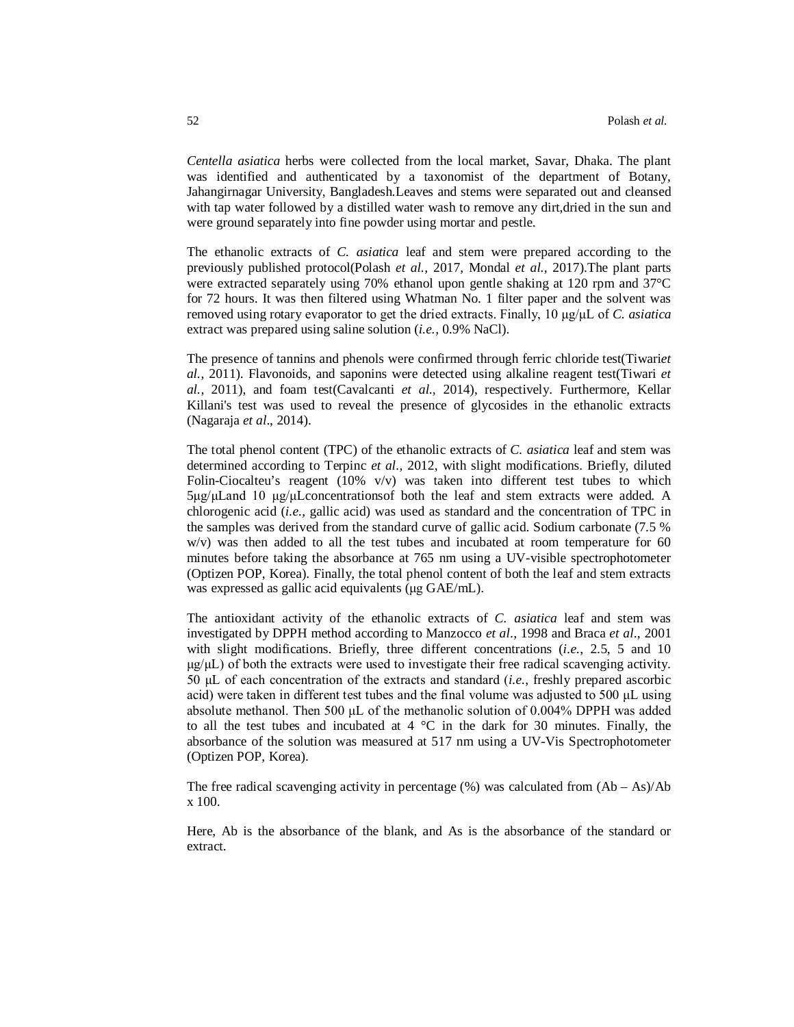*Centella asiatica* herbs were collected from the local market, Savar, Dhaka. The plant was identified and authenticated by a taxonomist of the department of Botany, Jahangirnagar University, Bangladesh.Leaves and stems were separated out and cleansed with tap water followed by a distilled water wash to remove any dirt,dried in the sun and were ground separately into fine powder using mortar and pestle.

The ethanolic extracts of *C. asiatica* leaf and stem were prepared according to the previously published protocol(Polash *et al.*, 2017, Mondal *et al.*, 2017).The plant parts were extracted separately using 70% ethanol upon gentle shaking at 120 rpm and 37°C for 72 hours. It was then filtered using Whatman No. 1 filter paper and the solvent was removed using rotary evaporator to get the dried extracts. Finally, 10 μg/μL of *C. asiatica* extract was prepared using saline solution (*i.e.*, 0.9% NaCl).

The presence of tannins and phenols were confirmed through ferric chloride test(Tiwari*et al.,* 2011). Flavonoids, and saponins were detected using alkaline reagent test(Tiwari *et al.,* 2011), and foam test(Cavalcanti *et al.,* 2014), respectively. Furthermore, Kellar Killani's test was used to reveal the presence of glycosides in the ethanolic extracts (Nagaraja *et al*., 2014).

The total phenol content (TPC) of the ethanolic extracts of *C. asiatica* leaf and stem was determined according to Terpinc *et al.*, 2012, with slight modifications. Briefly, diluted Folin-Ciocalteu's reagent (10% v/v) was taken into different test tubes to which 5μg/μLand 10 μg/μLconcentrationsof both the leaf and stem extracts were added. A chlorogenic acid (*i.e.*, gallic acid) was used as standard and the concentration of TPC in the samples was derived from the standard curve of gallic acid. Sodium carbonate (7.5 % w/v) was then added to all the test tubes and incubated at room temperature for 60 minutes before taking the absorbance at 765 nm using a UV-visible spectrophotometer (Optizen POP, Korea). Finally, the total phenol content of both the leaf and stem extracts was expressed as gallic acid equivalents (μg GAE/mL).

The antioxidant activity of the ethanolic extracts of *C. asiatica* leaf and stem was investigated by DPPH method according to Manzocco *et al*., 1998 and Braca *et al*., 2001 with slight modifications. Briefly, three different concentrations (*i.e.*, 2.5, 5 and 10 μg/μL) of both the extracts were used to investigate their free radical scavenging activity. 50 μL of each concentration of the extracts and standard (*i.e.*, freshly prepared ascorbic acid) were taken in different test tubes and the final volume was adjusted to 500 μL using absolute methanol. Then 500 μL of the methanolic solution of 0.004% DPPH was added to all the test tubes and incubated at 4 °C in the dark for 30 minutes. Finally, the absorbance of the solution was measured at 517 nm using a UV-Vis Spectrophotometer (Optizen POP, Korea).

The free radical scavenging activity in percentage (%) was calculated from $(Ab - As)/Ab \times 100$.

Here, Ab is the absorbance of the blank, and As is the absorbance of the standard or extract.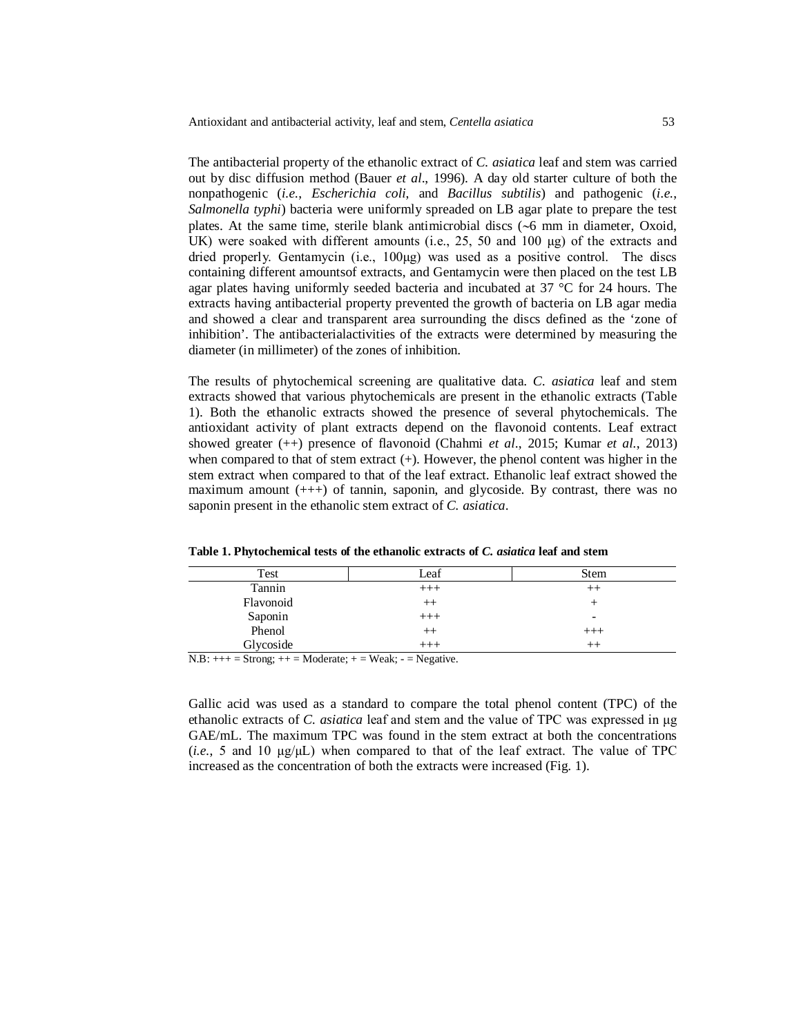The antibacterial property of the ethanolic extract of *C. asiatica* leaf and stem was carried out by disc diffusion method (Bauer *et al*., 1996). A day old starter culture of both the nonpathogenic (*i.e., Escherichia coli*, and *Bacillus subtilis*) and pathogenic (*i.e., Salmonella typhi*) bacteria were uniformly spreaded on LB agar plate to prepare the test plates. At the same time, sterile blank antimicrobial discs (~6 mm in diameter, Oxoid, UK) were soaked with different amounts (i.e., 25, 50 and 100 μg) of the extracts and dried properly. Gentamycin (i.e., 100μg) was used as a positive control. The discs containing different amountsof extracts, and Gentamycin were then placed on the test LB agar plates having uniformly seeded bacteria and incubated at 37 °C for 24 hours. The extracts having antibacterial property prevented the growth of bacteria on LB agar media and showed a clear and transparent area surrounding the discs defined as the 'zone of inhibition'. The antibacterialactivities of the extracts were determined by measuring the diameter (in millimeter) of the zones of inhibition.

The results of phytochemical screening are qualitative data. *C. asiatica* leaf and stem extracts showed that various phytochemicals are present in the ethanolic extracts (Table 1). Both the ethanolic extracts showed the presence of several phytochemicals. The antioxidant activity of plant extracts depend on the flavonoid contents. Leaf extract showed greater (++) presence of flavonoid (Chahmi *et al*., 2015; Kumar *et al*., 2013) when compared to that of stem extract (+). However, the phenol content was higher in the stem extract when compared to that of the leaf extract. Ethanolic leaf extract showed the maximum amount (+++) of tannin, saponin, and glycoside. By contrast, there was no saponin present in the ethanolic stem extract of *C. asiatica*.

**Table 1. Phytochemical tests of the ethanolic extracts of *C. asiatica* leaf and stem**

| Test | Leaf | Stem |
|---|---|---|
| Tannin | +++ | ++ |
| Flavonoid | ++ | + |
| Saponin | +++ | - |
| Phenol | ++ | +++ |
| Glycoside | +++ | ++ |

N.B: +++ = Strong; ++ = Moderate; + = Weak; - = Negative.

Gallic acid was used as a standard to compare the total phenol content (TPC) of the ethanolic extracts of *C. asiatica* leaf and stem and the value of TPC was expressed in μg GAE/mL. The maximum TPC was found in the stem extract at both the concentrations (*i.e.*, 5 and 10 μg/μL) when compared to that of the leaf extract. The value of TPC increased as the concentration of both the extracts were increased (Fig. 1).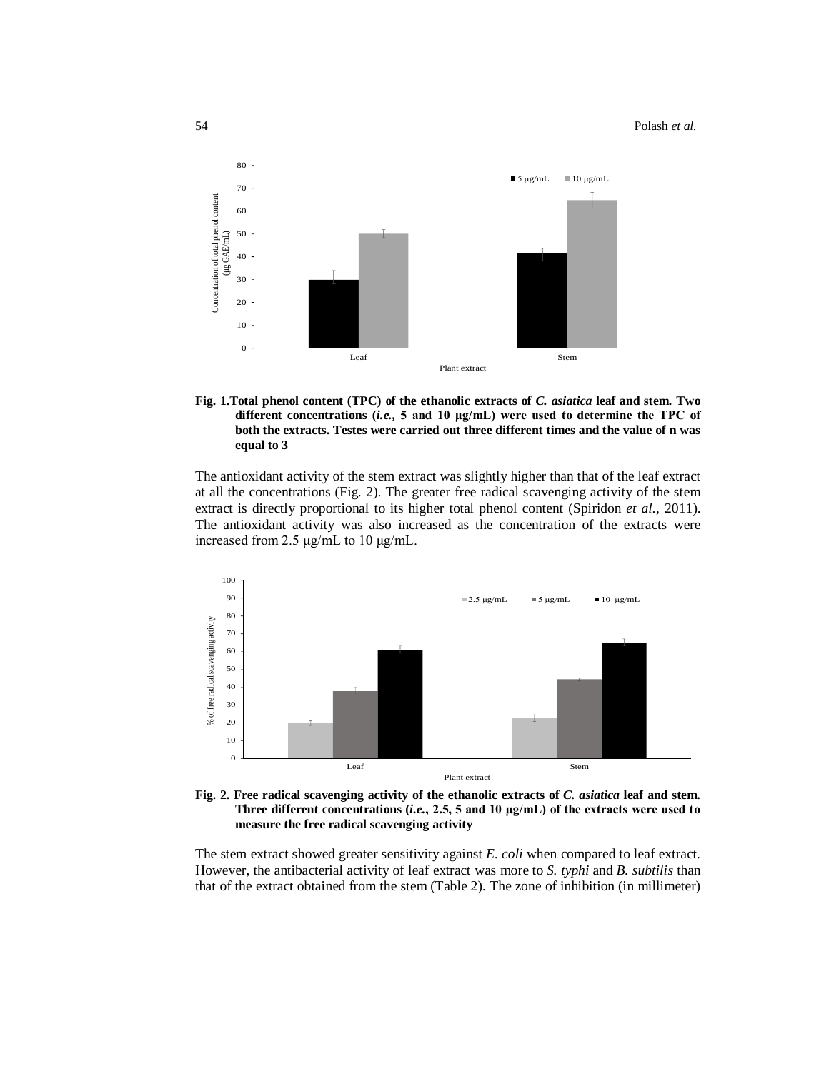**Fig. 1.Total phenol content (TPC) of the ethanolic extracts of *C. asiatica* leaf and stem. Two different concentrations (*i.e.*, 5 and 10 µg/mL) were used to determine the TPC of both the extracts. Testes were carried out three different times and the value of n was equal to 3**

The antioxidant activity of the stem extract was slightly higher than that of the leaf extract at all the concentrations (Fig. 2). The greater free radical scavenging activity of the stem extract is directly proportional to its higher total phenol content (Spiridon *et al.*, 2011). The antioxidant activity was also increased as the concentration of the extracts were increased from 2.5 µg/mL to 10 µg/mL.

**Fig. 2. Free radical scavenging activity of the ethanolic extracts of *C. asiatica* leaf and stem. Three different concentrations (*i.e.*, 2.5, 5 and 10 µg/mL) of the extracts were used to measure the free radical scavenging activity**

The stem extract showed greater sensitivity against *E. coli* when compared to leaf extract. However, the antibacterial activity of leaf extract was more to *S. typhi* and *B. subtilis* than that of the extract obtained from the stem (Table 2). The zone of inhibition (in millimeter)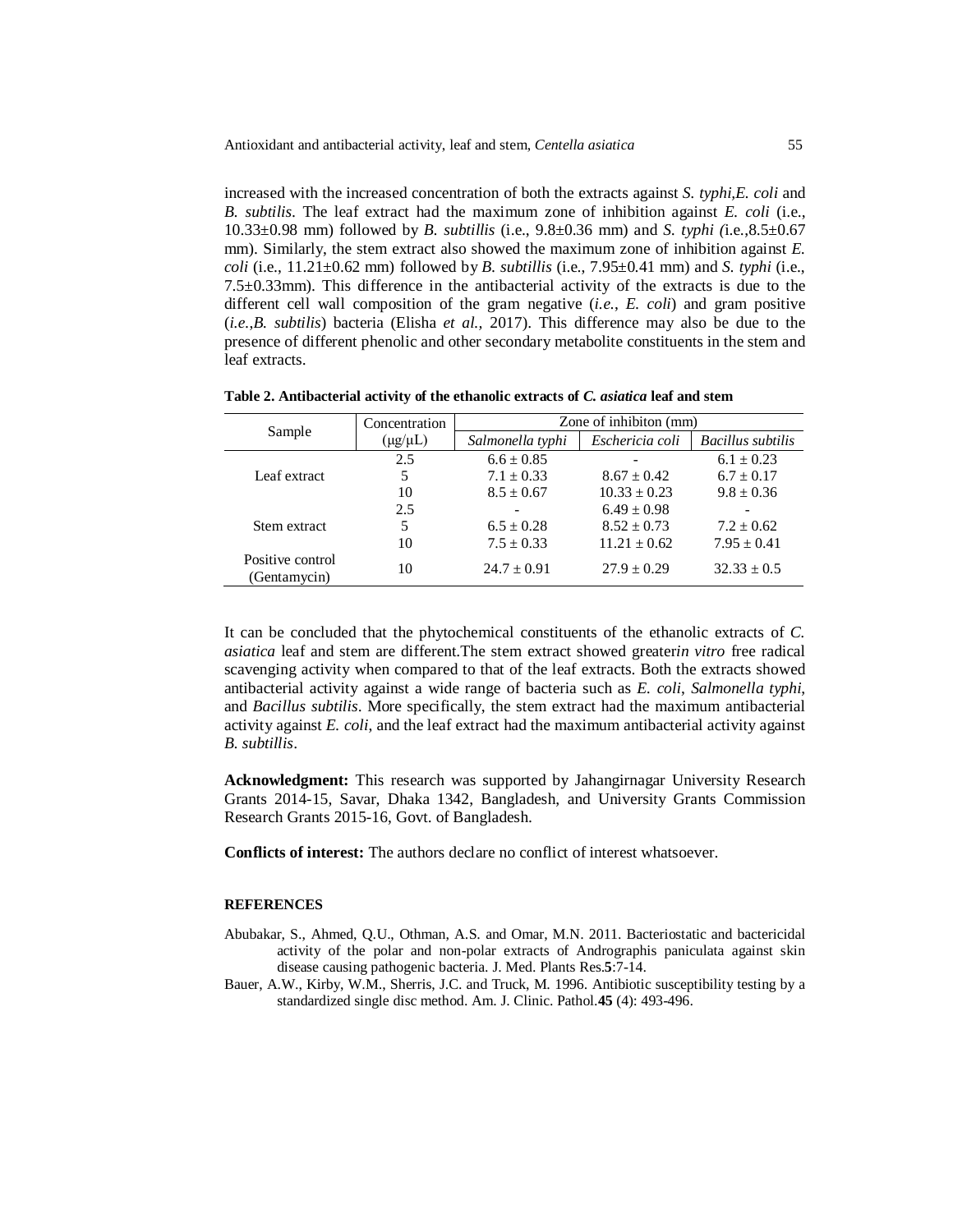increased with the increased concentration of both the extracts against *S. typhi*,*E. coli* and *B. subtilis*. The leaf extract had the maximum zone of inhibition against *E. coli* (i.e., 10.33±0.98 mm) followed by *B. subtillis* (i.e., 9.8±0.36 mm) and *S. typhi (*i.e.,8.5±0.67 mm). Similarly, the stem extract also showed the maximum zone of inhibition against *E. coli* (i.e., 11.21±0.62 mm) followed by *B. subtillis* (i.e., 7.95±0.41 mm) and *S. typhi* (i.e., 7.5±0.33mm). This difference in the antibacterial activity of the extracts is due to the different cell wall composition of the gram negative (*i.e., E. coli*) and gram positive (*i.e.,B. subtilis*) bacteria (Elisha *et al.,* 2017). This difference may also be due to the presence of different phenolic and other secondary metabolite constituents in the stem and leaf extracts.

**Table 2. Antibacterial activity of the ethanolic extracts of *C. asiatica* leaf and stem**

| Sample | Concentration (μg/μL) | Zone of inhibiton (mm) | | |
|---|---|---|---|---|
| | | *Salmonella typhi* | *Eschericia coli* | *Bacillus subtilis* |
| Leaf extract | 2.5 | 6.6 ± 0.85 | - | 6.1 ± 0.23 |
| | 5 | 7.1 ± 0.33 | 8.67 ± 0.42 | 6.7 ± 0.17 |
| | 10 | 8.5 ± 0.67 | 10.33 ± 0.23 | 9.8 ± 0.36 |
| Stem extract | 2.5 | - | 6.49 ± 0.98 | - |
| | 5 | 6.5 ± 0.28 | 8.52 ± 0.73 | 7.2 ± 0.62 |
| | 10 | 7.5 ± 0.33 | 11.21 ± 0.62 | 7.95 ± 0.41 |
| Positive control (Gentamycin) | 10 | 24.7 ± 0.91 | 27.9 ± 0.29 | 32.33 ± 0.5 |

It can be concluded that the phytochemical constituents of the ethanolic extracts of *C. asiatica* leaf and stem are different.The stem extract showed greater*in vitro* free radical scavenging activity when compared to that of the leaf extracts. Both the extracts showed antibacterial activity against a wide range of bacteria such as *E. coli*, *Salmonella typhi*, and *Bacillus subtilis*. More specifically, the stem extract had the maximum antibacterial activity against *E. coli,* and the leaf extract had the maximum antibacterial activity against *B. subtillis*.

**Acknowledgment:** This research was supported by Jahangirnagar University Research Grants 2014-15, Savar, Dhaka 1342, Bangladesh, and University Grants Commission Research Grants 2015-16, Govt. of Bangladesh.

**Conflicts of interest:** The authors declare no conflict of interest whatsoever.

## REFERENCES

Abubakar, S., Ahmed, Q.U., Othman, A.S. and Omar, M.N. 2011. Bacteriostatic and bactericidal activity of the polar and non-polar extracts of Andrographis paniculata against skin disease causing pathogenic bacteria. J. Med. Plants Res.**5**:7-14.

Bauer, A.W., Kirby, W.M., Sherris, J.C. and Truck, M. 1996. Antibiotic susceptibility testing by a standardized single disc method. Am. J. Clinic. Pathol.**45** (4): 493-496.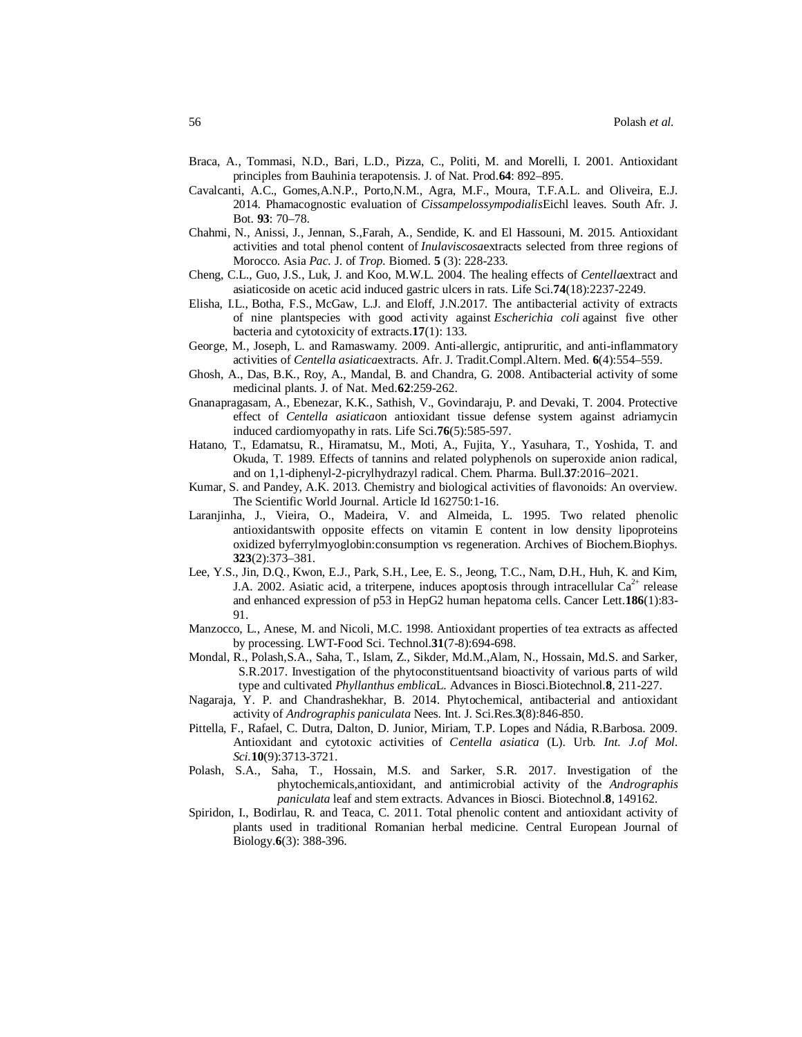Braca, A., Tommasi, N.D., Bari, L.D., Pizza, C., Politi, M. and Morelli, I. 2001. Antioxidant principles from Bauhinia terapotensis. J. of Nat. Prod.**64**: 892–895.

Cavalcanti, A.C., Gomes,A.N.P., Porto,N.M., Agra, M.F., Moura, T.F.A.L. and Oliveira, E.J. 2014. Phamacognostic evaluation of *Cissampelossympodialis*Eichl leaves. South Afr. J. Bot. **93**: 70–78.

Chahmi, N., Anissi, J., Jennan, S.,Farah, A., Sendide, K. and El Hassouni, M. 2015. Antioxidant activities and total phenol content of *Inulaviscosa*extracts selected from three regions of Morocco. Asia *Pac.* J. of *Trop.* Biomed. **5** (3): 228-233.

Cheng, C.L., Guo, J.S., Luk, J. and Koo, M.W.L. 2004. The healing effects of *Centella*extract and asiaticoside on acetic acid induced gastric ulcers in rats. Life Sci.**74**(18):2237-2249.

Elisha, I.L., Botha, F.S., McGaw, L.J. and Eloff, J.N.2017. The antibacterial activity of extracts of nine plantspecies with good activity against *Escherichia coli* against five other bacteria and cytotoxicity of extracts.**17**(1): 133.

George, M., Joseph, L. and Ramaswamy. 2009. Anti-allergic, antipruritic, and anti-inflammatory activities of *Centella asiatica*extracts. Afr. J. Tradit.Compl.Altern. Med. **6**(4):554–559.

Ghosh, A., Das, B.K., Roy, A., Mandal, B. and Chandra, G. 2008. Antibacterial activity of some medicinal plants. J. of Nat. Med.**62**:259-262.

Gnanapragasam, A., Ebenezar, K.K., Sathish, V., Govindaraju, P. and Devaki, T. 2004. Protective effect of *Centella asiatica*on antioxidant tissue defense system against adriamycin induced cardiomyopathy in rats. Life Sci.**76**(5):585-597.

Hatano, T., Edamatsu, R., Hiramatsu, M., Moti, A., Fujita, Y., Yasuhara, T., Yoshida, T. and Okuda, T. 1989. Effects of tannins and related polyphenols on superoxide anion radical, and on 1,1-diphenyl-2-picrylhydrazyl radical. Chem. Pharma. Bull.**37**:2016–2021.

Kumar, S. and Pandey, A.K. 2013. Chemistry and biological activities of flavonoids: An overview. The Scientific World Journal. Article Id 162750:1-16.

Laranjinha, J., Vieira, O., Madeira, V. and Almeida, L. 1995. Two related phenolic antioxidantswith opposite effects on vitamin E content in low density lipoproteins oxidized byferrylmyoglobin:consumption vs regeneration. Archives of Biochem.Biophys. **323**(2):373–381.

Lee, Y.S., Jin, D.Q., Kwon, E.J., Park, S.H., Lee, E. S., Jeong, T.C., Nam, D.H., Huh, K. and Kim, J.A. 2002. Asiatic acid, a triterpene, induces apoptosis through intracellular $Ca^{2+}$ release and enhanced expression of p53 in HepG2 human hepatoma cells. Cancer Lett.**186**(1):83-91.

Manzocco, L., Anese, M. and Nicoli, M.C. 1998. Antioxidant properties of tea extracts as affected by processing. LWT-Food Sci. Technol.**31**(7-8):694-698.

Mondal, R., Polash,S.A., Saha, T., Islam, Z., Sikder, Md.M.,Alam, N., Hossain, Md.S. and Sarker, S.R.2017. Investigation of the phytoconstituentsand bioactivity of various parts of wild type and cultivated *Phyllanthus emblica*L. Advances in Biosci.Biotechnol.**8**, 211-227.

Nagaraja, Y. P. and Chandrashekhar, B. 2014. Phytochemical, antibacterial and antioxidant activity of *Andrographis paniculata* Nees. Int. J. Sci.Res.**3**(8):846-850.

Pittella, F., Rafael, C. Dutra, Dalton, D. Junior, Miriam, T.P. Lopes and Nádia, R.Barbosa. 2009. Antioxidant and cytotoxic activities of *Centella asiatica* (L). Urb. *Int. J.of Mol. Sci.***10**(9):3713-3721.

Polash, S.A., Saha, T., Hossain, M.S. and Sarker, S.R. 2017. Investigation of the phytochemicals,antioxidant, and antimicrobial activity of the *Andrographis paniculata* leaf and stem extracts. Advances in Biosci. Biotechnol.**8**, 149162.

Spiridon, I., Bodirlau, R. and Teaca, C. 2011. Total phenolic content and antioxidant activity of plants used in traditional Romanian herbal medicine. Central European Journal of Biology.**6**(3): 388-396.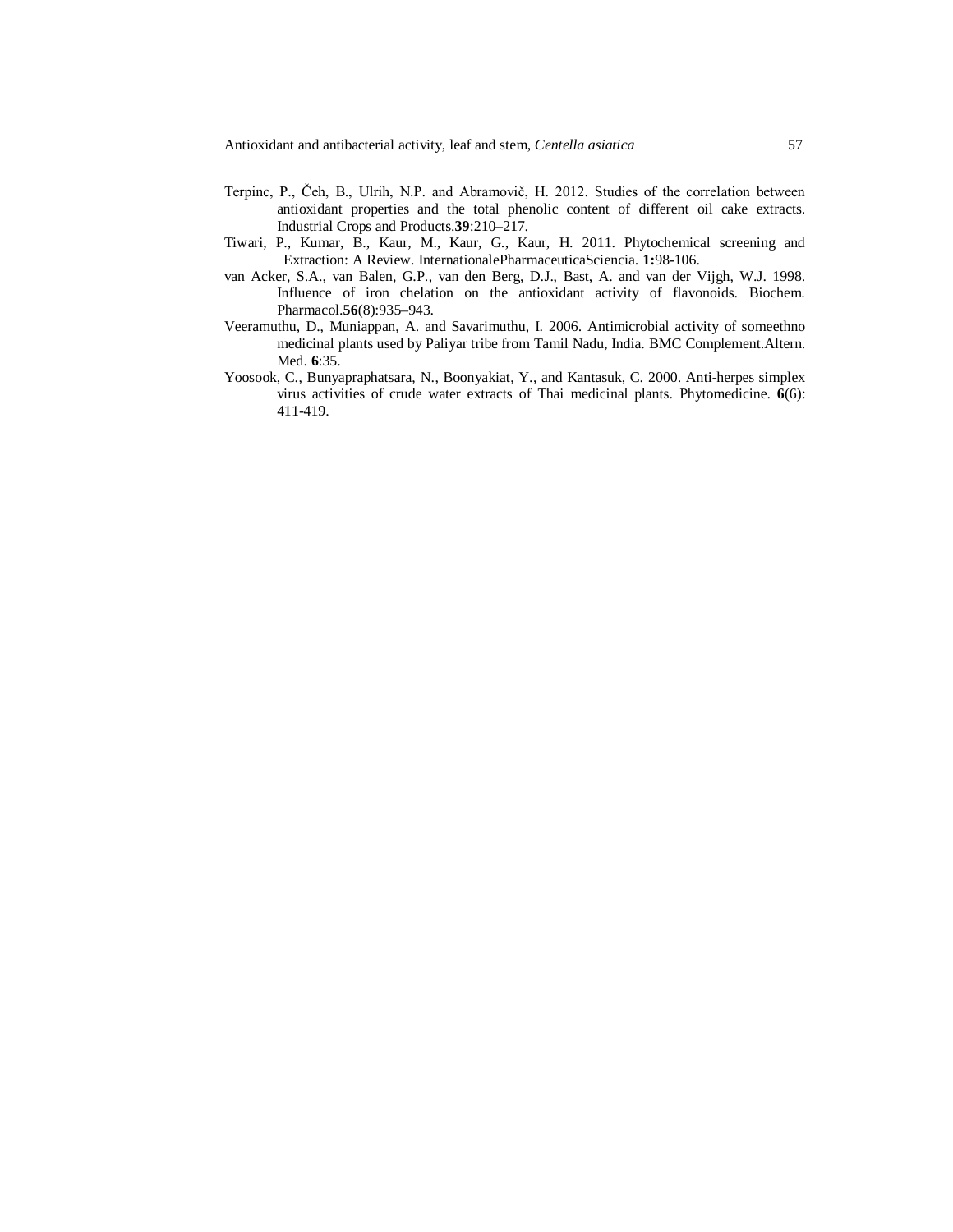Terpinc, P., Čeh, B., Ulrih, N.P. and Abramovič, H. 2012. Studies of the correlation between antioxidant properties and the total phenolic content of different oil cake extracts. Industrial Crops and Products.**39**:210–217.

Tiwari, P., Kumar, B., Kaur, M., Kaur, G., Kaur, H. 2011. Phytochemical screening and Extraction: A Review. InternationalePharmaceuticaSciencia. **1:**98-106.

van Acker, S.A., van Balen, G.P., van den Berg, D.J., Bast, A. and van der Vijgh, W.J. 1998. Influence of iron chelation on the antioxidant activity of flavonoids. Biochem. Pharmacol.**56**(8):935–943.

Veeramuthu, D., Muniappan, A. and Savarimuthu, I. 2006. Antimicrobial activity of someethno medicinal plants used by Paliyar tribe from Tamil Nadu, India. BMC Complement.Altern. Med. **6**:35.

Yoosook, C., Bunyapraphatsara, N., Boonyakiat, Y., and Kantasuk, C. 2000. Anti-herpes simplex virus activities of crude water extracts of Thai medicinal plants. Phytomedicine. **6**(6): 411-419.